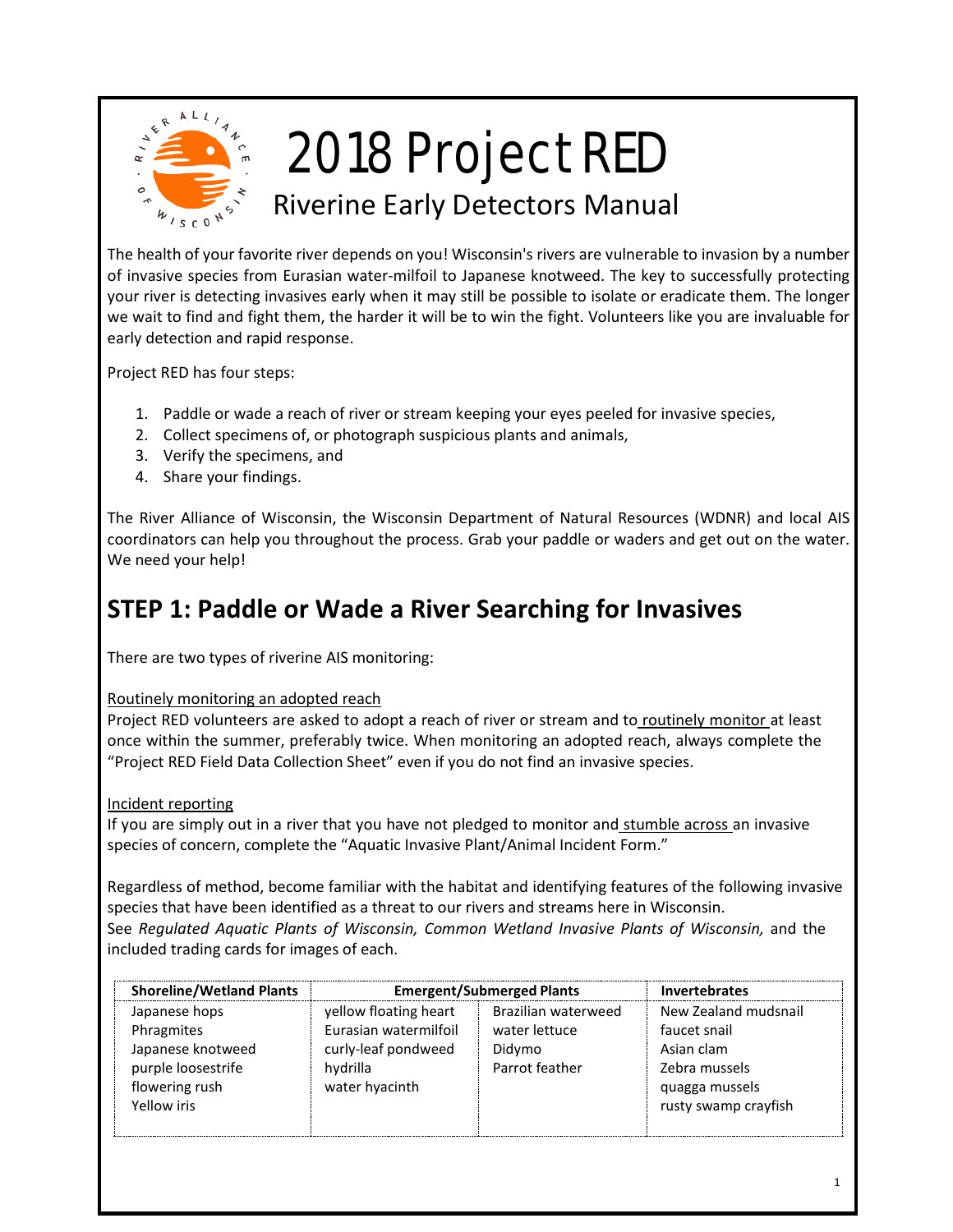# 2018 Project RED

## Riverine Early Detectors Manual

The health of your favorite river depends on you! Wisconsin's rivers are vulnerable to invasion by a number of invasive species from Eurasian water-milfoil to Japanese knotweed. The key to successfully protecting your river is detecting invasives early when it may still be possible to isolate or eradicate them. The longer we wait to find and fight them, the harder it will be to win the fight. Volunteers like you are invaluable for early detection and rapid response.

Project RED has four steps:

1. Paddle or wade a reach of river or stream keeping your eyes peeled for invasive species,
2. Collect specimens of, or photograph suspicious plants and animals,
3. Verify the specimens, and
4. Share your findings.

The River Alliance of Wisconsin, the Wisconsin Department of Natural Resources (WDNR) and local AIS coordinators can help you throughout the process. Grab your paddle or waders and get out on the water. We need your help!

## STEP 1: Paddle or Wade a River Searching for Invasives

There are two types of riverine AIS monitoring:

<u>Routinely monitoring an adopted reach</u>
Project RED volunteers are asked to adopt a reach of river or stream and to <u>routinely monitor</u> at least once within the summer, preferably twice. When monitoring an adopted reach, always complete the "Project RED Field Data Collection Sheet" even if you do not find an invasive species.

<u>Incident reporting</u>
If you are simply out in a river that you have not pledged to monitor and <u>stumble across</u> an invasive species of concern, complete the "Aquatic Invasive Plant/Animal Incident Form."

Regardless of method, become familiar with the habitat and identifying features of the following invasive species that have been identified as a threat to our rivers and streams here in Wisconsin.
See *Regulated Aquatic Plants of Wisconsin, Common Wetland Invasive Plants of Wisconsin,* and the included trading cards for images of each.

| **Shoreline/Wetland Plants** | **Emergent/Submerged Plants** | | **Invertebrates** |
|---|---|---|---|
| Japanese hops | yellow floating heart | Brazilian waterweed | New Zealand mudsnail |
| Phragmites | Eurasian watermilfoil | water lettuce | faucet snail |
| Japanese knotweed | curly-leaf pondweed | Didymo | Asian clam |
| purple loosestrife | hydrilla | Parrot feather | Zebra mussels |
| flowering rush | water hyacinth | | quagga mussels |
| Yellow iris | | | rusty swamp crayfish |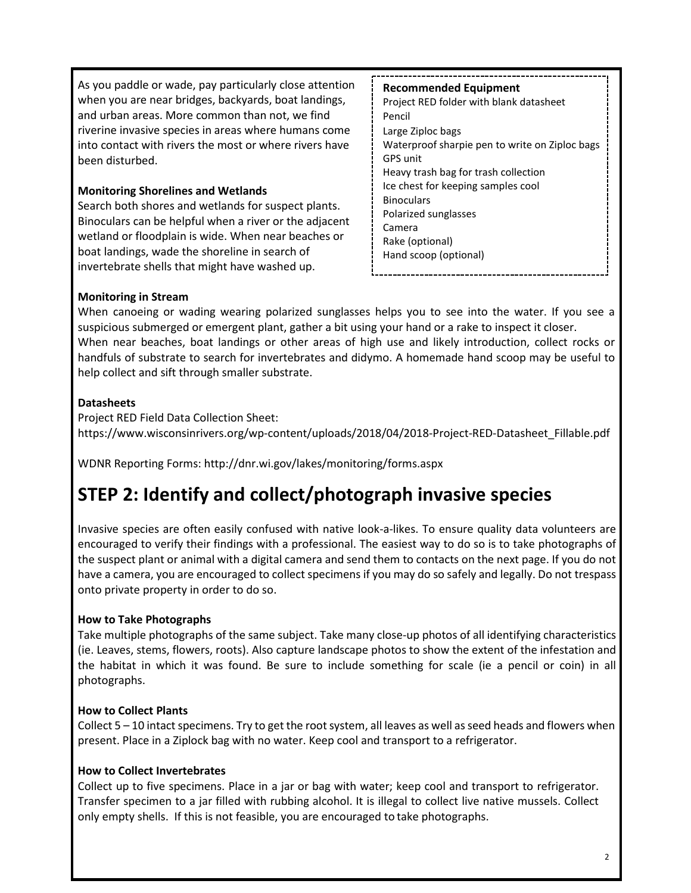As you paddle or wade, pay particularly close attention when you are near bridges, backyards, boat landings, and urban areas. More common than not, we find riverine invasive species in areas where humans come into contact with rivers the most or where rivers have been disturbed.

**Monitoring Shorelines and Wetlands**

Search both shores and wetlands for suspect plants. Binoculars can be helpful when a river or the adjacent wetland or floodplain is wide. When near beaches or boat landings, wade the shoreline in search of invertebrate shells that might have washed up.

**Recommended Equipment**

Project RED folder with blank datasheet
Pencil
Large Ziploc bags
Waterproof sharpie pen to write on Ziploc bags
GPS unit
Heavy trash bag for trash collection
Ice chest for keeping samples cool
Binoculars
Polarized sunglasses
Camera
Rake (optional)
Hand scoop (optional)

**Monitoring in Stream**

When canoeing or wading wearing polarized sunglasses helps you to see into the water. If you see a suspicious submerged or emergent plant, gather a bit using your hand or a rake to inspect it closer.
When near beaches, boat landings or other areas of high use and likely introduction, collect rocks or handfuls of substrate to search for invertebrates and didymo. A homemade hand scoop may be useful to help collect and sift through smaller substrate.

**Datasheets**

Project RED Field Data Collection Sheet:
https://www.wisconsinrivers.org/wp-content/uploads/2018/04/2018-Project-RED-Datasheet_Fillable.pdf

WDNR Reporting Forms: http://dnr.wi.gov/lakes/monitoring/forms.aspx

# STEP 2: Identify and collect/photograph invasive species

Invasive species are often easily confused with native look-a-likes. To ensure quality data volunteers are encouraged to verify their findings with a professional. The easiest way to do so is to take photographs of the suspect plant or animal with a digital camera and send them to contacts on the next page. If you do not have a camera, you are encouraged to collect specimens if you may do so safely and legally. Do not trespass onto private property in order to do so.

**How to Take Photographs**

Take multiple photographs of the same subject. Take many close-up photos of all identifying characteristics (ie. Leaves, stems, flowers, roots). Also capture landscape photos to show the extent of the infestation and the habitat in which it was found. Be sure to include something for scale (ie a pencil or coin) in all photographs.

**How to Collect Plants**

Collect 5 – 10 intact specimens. Try to get the root system, all leaves as well as seed heads and flowers when present. Place in a Ziplock bag with no water. Keep cool and transport to a refrigerator.

**How to Collect Invertebrates**

Collect up to five specimens. Place in a jar or bag with water; keep cool and transport to refrigerator. Transfer specimen to a jar filled with rubbing alcohol. It is illegal to collect live native mussels. Collect only empty shells. If this is not feasible, you are encouraged to take photographs.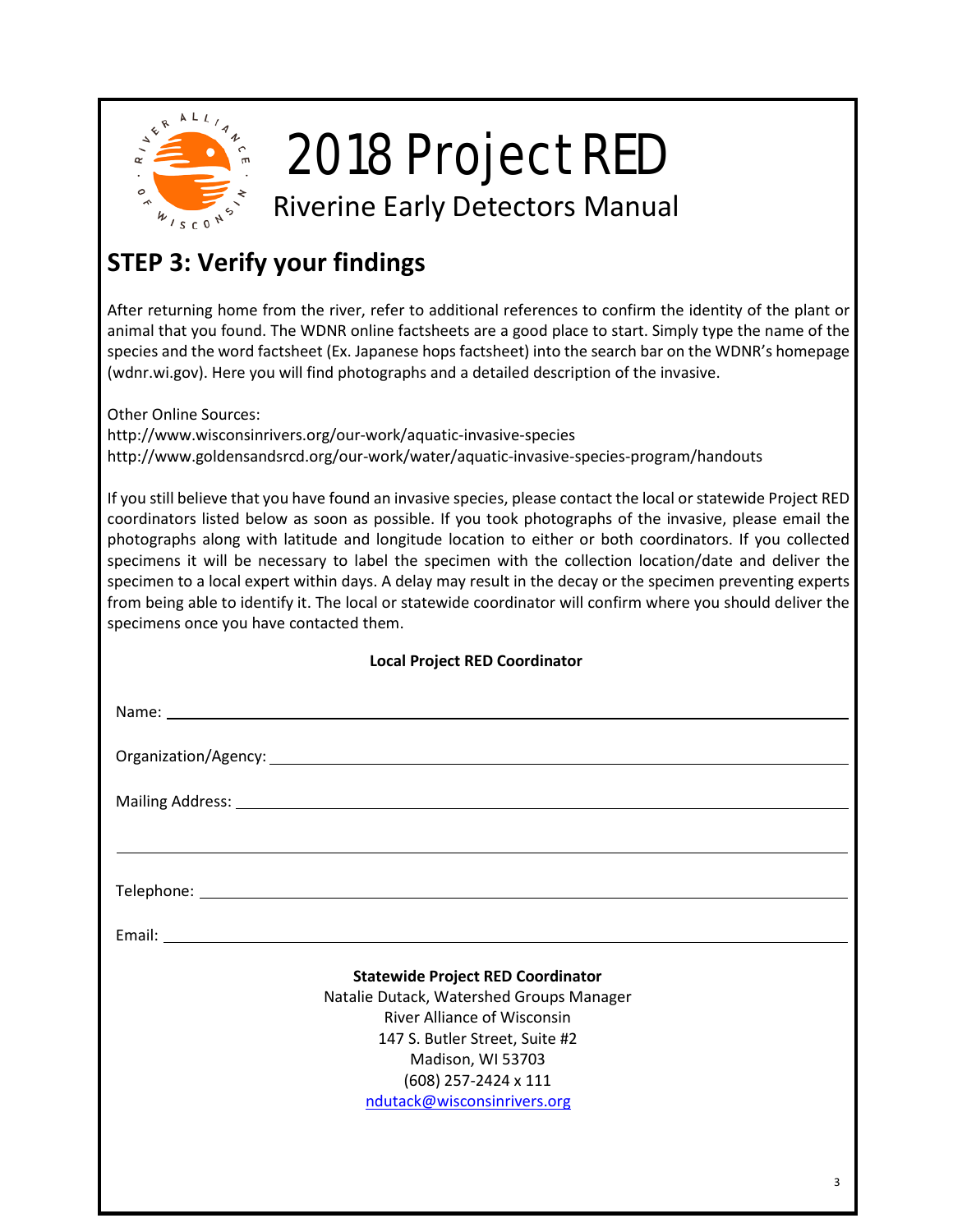# 2018 Project RED

Riverine Early Detectors Manual

## STEP 3: Verify your findings

After returning home from the river, refer to additional references to confirm the identity of the plant or animal that you found. The WDNR online factsheets are a good place to start. Simply type the name of the species and the word factsheet (Ex. Japanese hops factsheet) into the search bar on the WDNR's homepage (wdnr.wi.gov). Here you will find photographs and a detailed description of the invasive.

Other Online Sources:
http://www.wisconsinrivers.org/our-work/aquatic-invasive-species
http://www.goldensandsrcd.org/our-work/water/aquatic-invasive-species-program/handouts

If you still believe that you have found an invasive species, please contact the local or statewide Project RED coordinators listed below as soon as possible. If you took photographs of the invasive, please email the photographs along with latitude and longitude location to either or both coordinators. If you collected specimens it will be necessary to label the specimen with the collection location/date and deliver the specimen to a local expert within days. A delay may result in the decay or the specimen preventing experts from being able to identify it. The local or statewide coordinator will confirm where you should deliver the specimens once you have contacted them.

**Local Project RED Coordinator**

Name: ______________________________

Organization/Agency: ______________________________

Mailing Address: ______________________________

______________________________

Telephone: ______________________________

Email: ______________________________

**Statewide Project RED Coordinator**
Natalie Dutack, Watershed Groups Manager
River Alliance of Wisconsin
147 S. Butler Street, Suite #2
Madison, WI 53703
(608) 257-2424 x 111
ndutack@wisconsinrivers.org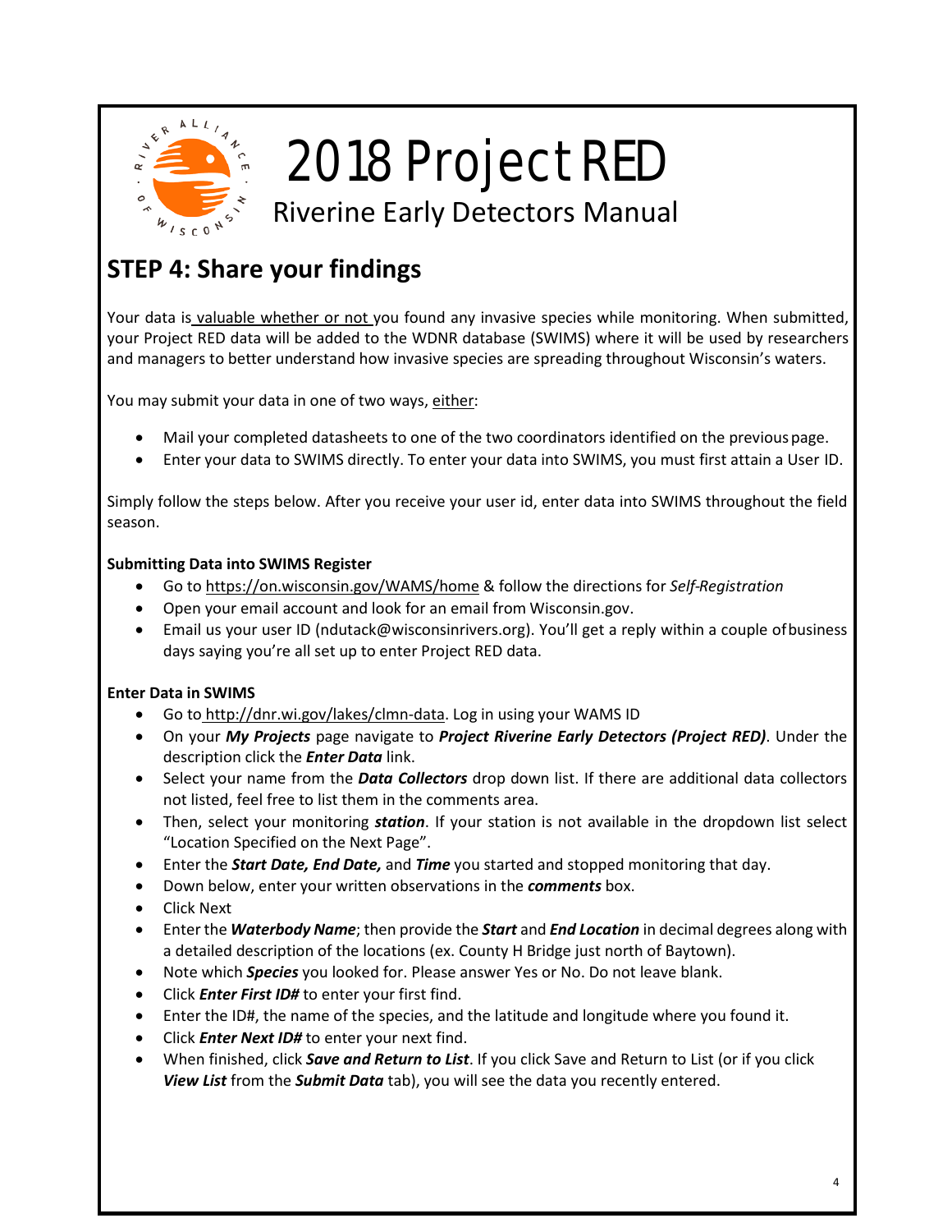# 2018 Project RED

Riverine Early Detectors Manual

## STEP 4: Share your findings

Your data is valuable whether or not you found any invasive species while monitoring. When submitted, your Project RED data will be added to the WDNR database (SWIMS) where it will be used by researchers and managers to better understand how invasive species are spreading throughout Wisconsin's waters.

You may submit your data in one of two ways, either:

- Mail your completed datasheets to one of the two coordinators identified on the previous page.
- Enter your data to SWIMS directly. To enter your data into SWIMS, you must first attain a User ID.

Simply follow the steps below. After you receive your user id, enter data into SWIMS throughout the field season.

**Submitting Data into SWIMS Register**

- Go to https://on.wisconsin.gov/WAMS/home & follow the directions for *Self-Registration*
- Open your email account and look for an email from Wisconsin.gov.
- Email us your user ID (ndutack@wisconsinrivers.org). You'll get a reply within a couple of business days saying you're all set up to enter Project RED data.

**Enter Data in SWIMS**

- Go to http://dnr.wi.gov/lakes/clmn-data. Log in using your WAMS ID
- On your ***My Projects*** page navigate to ***Project Riverine Early Detectors (Project RED)***. Under the description click the ***Enter Data*** link.
- Select your name from the ***Data Collectors*** drop down list. If there are additional data collectors not listed, feel free to list them in the comments area.
- Then, select your monitoring ***station***. If your station is not available in the dropdown list select "Location Specified on the Next Page".
- Enter the ***Start Date, End Date,*** and ***Time*** you started and stopped monitoring that day.
- Down below, enter your written observations in the ***comments*** box.
- Click Next
- Enter the ***Waterbody Name***; then provide the ***Start*** and ***End Location*** in decimal degrees along with a detailed description of the locations (ex. County H Bridge just north of Baytown).
- Note which ***Species*** you looked for. Please answer Yes or No. Do not leave blank.
- Click ***Enter First ID#*** to enter your first find.
- Enter the ID#, the name of the species, and the latitude and longitude where you found it.
- Click ***Enter Next ID#*** to enter your next find.
- When finished, click ***Save and Return to List***. If you click Save and Return to List (or if you click ***View List*** from the ***Submit Data*** tab), you will see the data you recently entered.